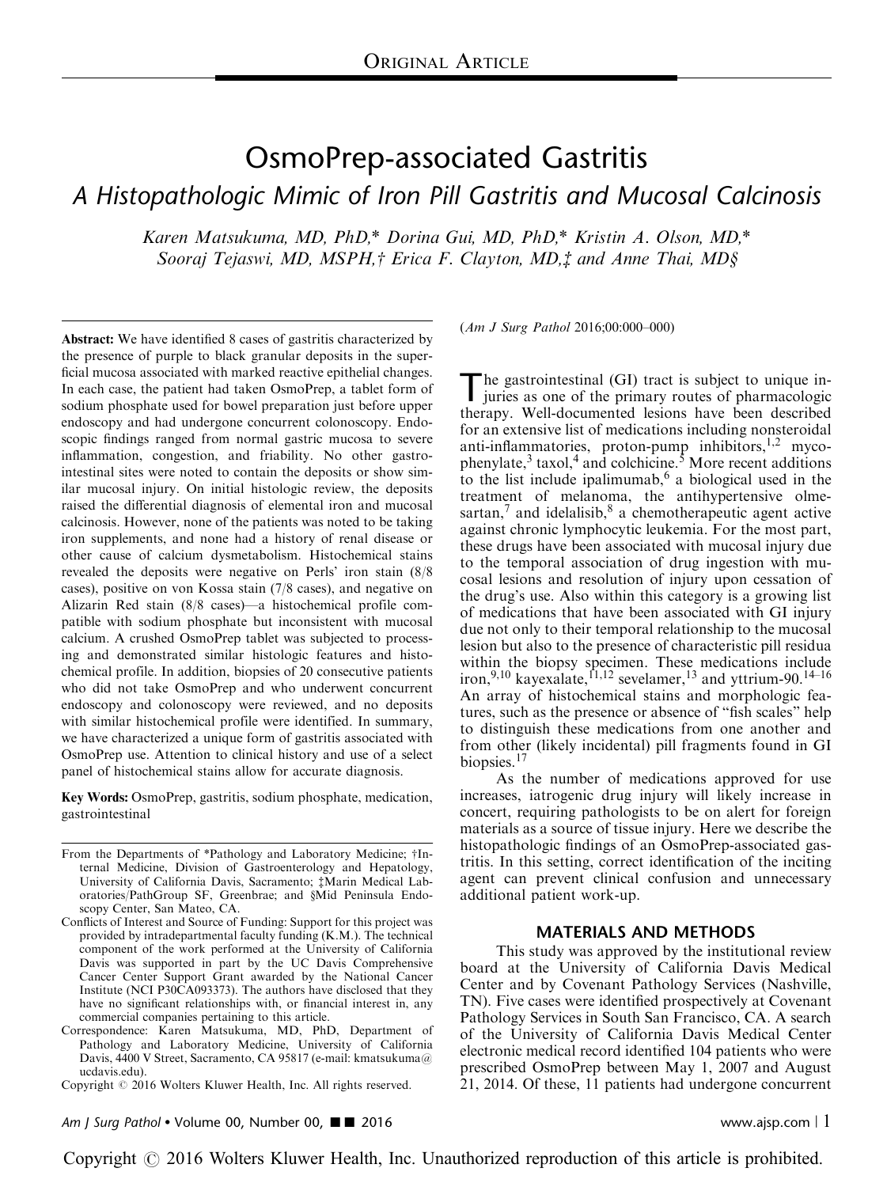ORIGINAL ARTICLE

# OsmoPrep-associated Gastritis

## *A Histopathologic Mimic of Iron Pill Gastritis and Mucosal Calcinosis*

*Karen Matsukuma, MD, PhD,\* Dorina Gui, MD, PhD,\* Kristin A. Olson, MD,\* Sooraj Tejaswi, MD, MSPH,† Erica F. Clayton, MD,‡ and Anne Thai, MD§*

**Abstract:** We have identified 8 cases of gastritis characterized by the presence of purple to black granular deposits in the superficial mucosa associated with marked reactive epithelial changes. In each case, the patient had taken OsmoPrep, a tablet form of sodium phosphate used for bowel preparation just before upper endoscopy and had undergone concurrent colonoscopy. Endoscopic findings ranged from normal gastric mucosa to severe inflammation, congestion, and friability. No other gastrointestinal sites were noted to contain the deposits or show similar mucosal injury. On initial histologic review, the deposits raised the differential diagnosis of elemental iron and mucosal calcinosis. However, none of the patients was noted to be taking iron supplements, and none had a history of renal disease or other cause of calcium dysmetabolism. Histochemical stains revealed the deposits were negative on Perls' iron stain (8/8 cases), positive on von Kossa stain (7/8 cases), and negative on Alizarin Red stain (8/8 cases)—a histochemical profile compatible with sodium phosphate but inconsistent with mucosal calcium. A crushed OsmoPrep tablet was subjected to processing and demonstrated similar histologic features and histochemical profile. In addition, biopsies of 20 consecutive patients who did not take OsmoPrep and who underwent concurrent endoscopy and colonoscopy were reviewed, and no deposits with similar histochemical profile were identified. In summary, we have characterized a unique form of gastritis associated with OsmoPrep use. Attention to clinical history and use of a select panel of histochemical stains allow for accurate diagnosis.

**Key Words:** OsmoPrep, gastritis, sodium phosphate, medication, gastrointestinal

From the Departments of \*Pathology and Laboratory Medicine; †Internal Medicine, Division of Gastroenterology and Hepatology, University of California Davis, Sacramento; ‡Marin Medical Laboratories/PathGroup SF, Greenbrae; and §Mid Peninsula Endoscopy Center, San Mateo, CA.

Conflicts of Interest and Source of Funding: Support for this project was provided by intradepartmental faculty funding (K.M.). The technical component of the work performed at the University of California Davis was supported in part by the UC Davis Comprehensive Cancer Center Support Grant awarded by the National Cancer Institute (NCI P30CA093373). The authors have disclosed that they have no significant relationships with, or financial interest in, any commercial companies pertaining to this article.

Correspondence: Karen Matsukuma, MD, PhD, Department of Pathology and Laboratory Medicine, University of California Davis, 4400 V Street, Sacramento, CA 95817 (e-mail: kmatsukuma@ucdavis.edu).

Copyright © 2016 Wolters Kluwer Health, Inc. All rights reserved.

(*Am J Surg Pathol* 2016;00:000–000)

The gastrointestinal (GI) tract is subject to unique injuries as one of the primary routes of pharmacologic therapy. Well-documented lesions have been described for an extensive list of medications including nonsteroidal anti-inflammatories, proton-pump inhibitors,[1,2] mycophenylate,[3] taxol,[4] and colchicine.[5] More recent additions to the list include ipalimumab,[6] a biological used in the treatment of melanoma, the antihypertensive olmesartan,[7] and idelalisib,[8] a chemotherapeutic agent active against chronic lymphocytic leukemia. For the most part, these drugs have been associated with mucosal injury due to the temporal association of drug ingestion with mucosal lesions and resolution of injury upon cessation of the drug's use. Also within this category is a growing list of medications that have been associated with GI injury due not only to their temporal relationship to the mucosal lesion but also to the presence of characteristic pill residua within the biopsy specimen. These medications include iron,[9,10] kayexalate,[11,12] sevelamer,[13] and yttrium-90.[14–16] An array of histochemical stains and morphologic features, such as the presence or absence of "fish scales" help to distinguish these medications from one another and from other (likely incidental) pill fragments found in GI biopsies.[17]

As the number of medications approved for use increases, iatrogenic drug injury will likely increase in concert, requiring pathologists to be on alert for foreign materials as a source of tissue injury. Here we describe the histopathologic findings of an OsmoPrep-associated gastritis. In this setting, correct identification of the inciting agent can prevent clinical confusion and unnecessary additional patient work-up.

## MATERIALS AND METHODS

This study was approved by the institutional review board at the University of California Davis Medical Center and by Covenant Pathology Services (Nashville, TN). Five cases were identified prospectively at Covenant Pathology Services in South San Francisco, CA. A search of the University of California Davis Medical Center electronic medical record identified 104 patients who were prescribed OsmoPrep between May 1, 2007 and August 21, 2014. Of these, 11 patients had undergone concurrent

Copyright © 2016 Wolters Kluwer Health, Inc. Unauthorized reproduction of this article is prohibited.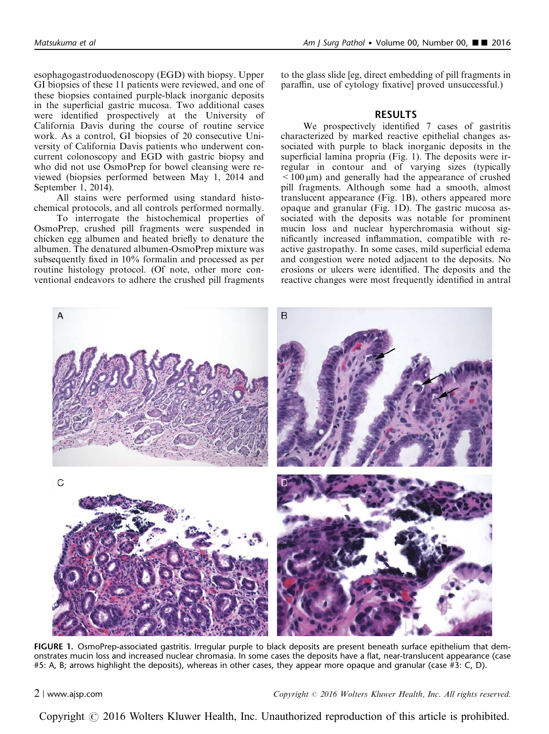esophagogastroduodenoscopy (EGD) with biopsy. Upper GI biopsies of these 11 patients were reviewed, and one of these biopsies contained purple-black inorganic deposits in the superficial gastric mucosa. Two additional cases were identified prospectively at the University of California Davis during the course of routine service work. As a control, GI biopsies of 20 consecutive University of California Davis patients who underwent concurrent colonoscopy and EGD with gastric biopsy and who did not use OsmoPrep for bowel cleansing were reviewed (biopsies performed between May 1, 2014 and September 1, 2014).

All stains were performed using standard histochemical protocols, and all controls performed normally.

To interrogate the histochemical properties of OsmoPrep, crushed pill fragments were suspended in chicken egg albumen and heated briefly to denature the albumen. The denatured albumen-OsmoPrep mixture was subsequently fixed in 10% formalin and processed as per routine histology protocol. (Of note, other more conventional endeavors to adhere the crushed pill fragments to the glass slide [eg, direct embedding of pill fragments in paraffin, use of cytology fixative] proved unsuccessful.)

## RESULTS

We prospectively identified 7 cases of gastritis characterized by marked reactive epithelial changes associated with purple to black inorganic deposits in the superficial lamina propria (Fig. 1). The deposits were irregular in contour and of varying sizes (typically $<100\,\mu m$) and generally had the appearance of crushed pill fragments. Although some had a smooth, almost translucent appearance (Fig. 1B), others appeared more opaque and granular (Fig. 1D). The gastric mucosa associated with the deposits was notable for prominent mucin loss and nuclear hyperchromasia without significantly increased inflammation, compatible with reactive gastropathy. In some cases, mild superficial edema and congestion were noted adjacent to the deposits. No erosions or ulcers were identified. The deposits and the reactive changes were most frequently identified in antral

**FIGURE 1.** OsmoPrep-associated gastritis. Irregular purple to black deposits are present beneath surface epithelium that demonstrates mucin loss and increased nuclear chromasia. In some cases the deposits have a flat, near-translucent appearance (case #5: A, B; arrows highlight the deposits), whereas in other cases, they appear more opaque and granular (case #3: C, D).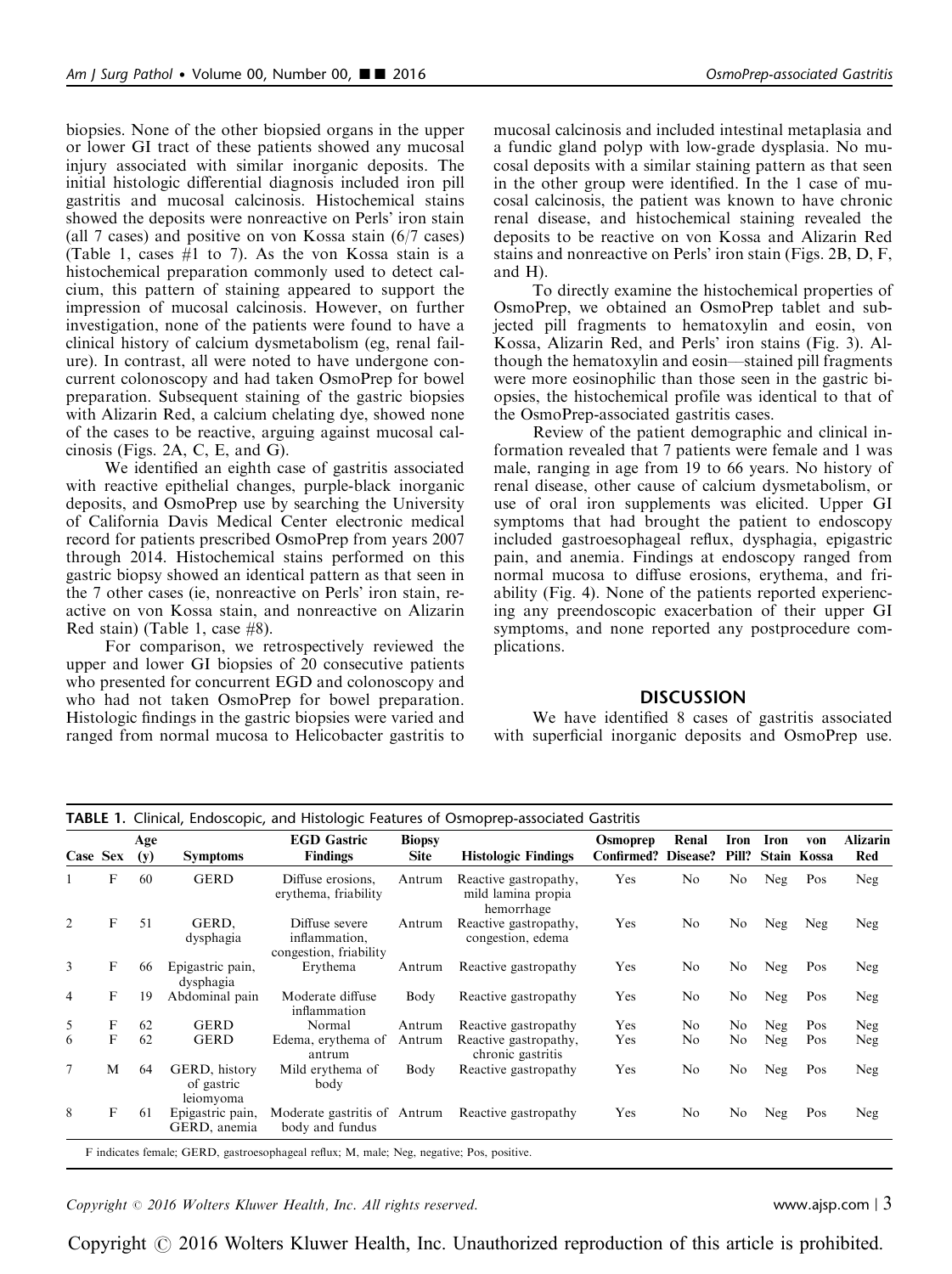biopsies. None of the other biopsied organs in the upper or lower GI tract of these patients showed any mucosal injury associated with similar inorganic deposits. The initial histologic differential diagnosis included iron pill gastritis and mucosal calcinosis. Histochemical stains showed the deposits were nonreactive on Perls' iron stain (all 7 cases) and positive on von Kossa stain (6/7 cases) (Table 1, cases #1 to 7). As the von Kossa stain is a histochemical preparation commonly used to detect calcium, this pattern of staining appeared to support the impression of mucosal calcinosis. However, on further investigation, none of the patients were found to have a clinical history of calcium dysmetabolism (eg, renal failure). In contrast, all were noted to have undergone concurrent colonoscopy and had taken OsmoPrep for bowel preparation. Subsequent staining of the gastric biopsies with Alizarin Red, a calcium chelating dye, showed none of the cases to be reactive, arguing against mucosal calcinosis (Figs. 2A, C, E, and G).

We identified an eighth case of gastritis associated with reactive epithelial changes, purple-black inorganic deposits, and OsmoPrep use by searching the University of California Davis Medical Center electronic medical record for patients prescribed OsmoPrep from years 2007 through 2014. Histochemical stains performed on this gastric biopsy showed an identical pattern as that seen in the 7 other cases (ie, nonreactive on Perls' iron stain, reactive on von Kossa stain, and nonreactive on Alizarin Red stain) (Table 1, case #8).

For comparison, we retrospectively reviewed the upper and lower GI biopsies of 20 consecutive patients who presented for concurrent EGD and colonoscopy and who had not taken OsmoPrep for bowel preparation. Histologic findings in the gastric biopsies were varied and ranged from normal mucosa to Helicobacter gastritis to mucosal calcinosis and included intestinal metaplasia and a fundic gland polyp with low-grade dysplasia. No mucosal deposits with a similar staining pattern as that seen in the other group were identified. In the 1 case of mucosal calcinosis, the patient was known to have chronic renal disease, and histochemical staining revealed the deposits to be reactive on von Kossa and Alizarin Red stains and nonreactive on Perls' iron stain (Figs. 2B, D, F, and H).

To directly examine the histochemical properties of OsmoPrep, we obtained an OsmoPrep tablet and subjected pill fragments to hematoxylin and eosin, von Kossa, Alizarin Red, and Perls' iron stains (Fig. 3). Although the hematoxylin and eosin—stained pill fragments were more eosinophilic than those seen in the gastric biopsies, the histochemical profile was identical to that of the OsmoPrep-associated gastritis cases.

Review of the patient demographic and clinical information revealed that 7 patients were female and 1 was male, ranging in age from 19 to 66 years. No history of renal disease, other cause of calcium dysmetabolism, or use of oral iron supplements was elicited. Upper GI symptoms that had brought the patient to endoscopy included gastroesophageal reflux, dysphagia, epigastric pain, and anemia. Findings at endoscopy ranged from normal mucosa to diffuse erosions, erythema, and friability (Fig. 4). None of the patients reported experiencing any preendoscopic exacerbation of their upper GI symptoms, and none reported any postprocedure complications.

## DISCUSSION

We have identified 8 cases of gastritis associated with superficial inorganic deposits and OsmoPrep use.

**TABLE 1.** Clinical, Endoscopic, and Histologic Features of Osmoprep-associated Gastritis

| Case | Sex | Age (y) | Symptoms | EGD Gastric Findings | Biopsy Site | Histologic Findings | Osmoprep Confirmed? | Renal Disease? | Iron Pill? | Iron Stain | von Kossa | Alizarin Red |
|---|---|---|---|---|---|---|---|---|---|---|---|---|
| 1 | F | 60 | GERD | Diffuse erosions, erythema, friability | Antrum | Reactive gastropathy, mild lamina propia hemorrhage | Yes | No | No | Neg | Pos | Neg |
| 2 | F | 51 | GERD, dysphagia | Diffuse severe inflammation, congestion, friability | Antrum | Reactive gastropathy, congestion, edema | Yes | No | No | Neg | Neg | Neg |
| 3 | F | 66 | Epigastric pain, dysphagia | Erythema | Antrum | Reactive gastropathy | Yes | No | No | Neg | Pos | Neg |
| 4 | F | 19 | Abdominal pain | Moderate diffuse inflammation | Body | Reactive gastropathy | Yes | No | No | Neg | Pos | Neg |
| 5 | F | 62 | GERD | Normal | Antrum | Reactive gastropathy | Yes | No | No | Neg | Pos | Neg |
| 6 | F | 62 | GERD | Edema, erythema of antrum | Antrum | Reactive gastropathy, chronic gastritis | Yes | No | No | Neg | Pos | Neg |
| 7 | M | 64 | GERD, history of gastric leiomyoma | Mild erythema of body | Body | Reactive gastropathy | Yes | No | No | Neg | Pos | Neg |
| 8 | F | 61 | Epigastric pain, GERD, anemia | Moderate gastritis of body and fundus | Antrum | Reactive gastropathy | Yes | No | No | Neg | Pos | Neg |

F indicates female; GERD, gastroesophageal reflux; M, male; Neg, negative; Pos, positive.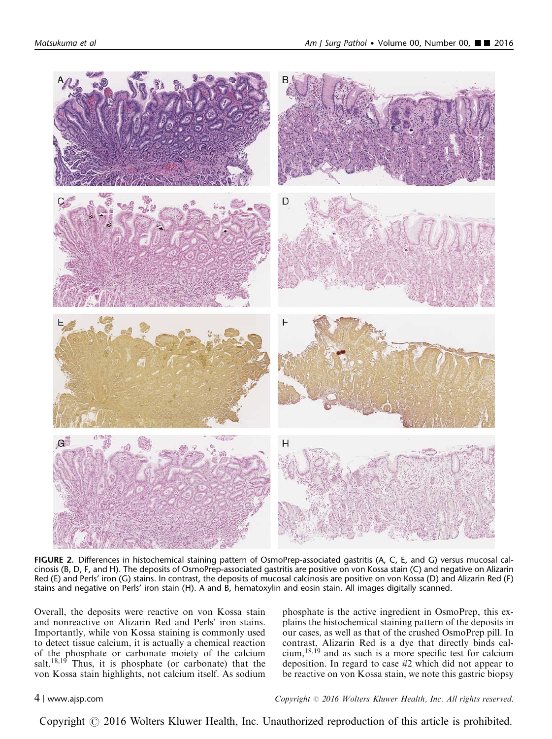**FIGURE 2.** Differences in histochemical staining pattern of OsmoPrep-associated gastritis (A, C, E, and G) versus mucosal calcinosis (B, D, F, and H). The deposits of OsmoPrep-associated gastritis are positive on von Kossa stain (C) and negative on Alizarin Red (E) and Perls' iron (G) stains. In contrast, the deposits of mucosal calcinosis are positive on von Kossa (D) and Alizarin Red (F) stains and negative on Perls' iron stain (H). A and B, hematoxylin and eosin stain. All images digitally scanned.

Overall, the deposits were reactive on von Kossa stain and nonreactive on Alizarin Red and Perls' iron stains. Importantly, while von Kossa staining is commonly used to detect tissue calcium, it is actually a chemical reaction of the phosphate or carbonate moiety of the calcium salt.[18,19] Thus, it is phosphate (or carbonate) that the von Kossa stain highlights, not calcium itself. As sodium phosphate is the active ingredient in OsmoPrep, this explains the histochemical staining pattern of the deposits in our cases, as well as that of the crushed OsmoPrep pill. In contrast, Alizarin Red is a dye that directly binds calcium,[18,19] and as such is a more specific test for calcium deposition. In regard to case #2 which did not appear to be reactive on von Kossa stain, we note this gastric biopsy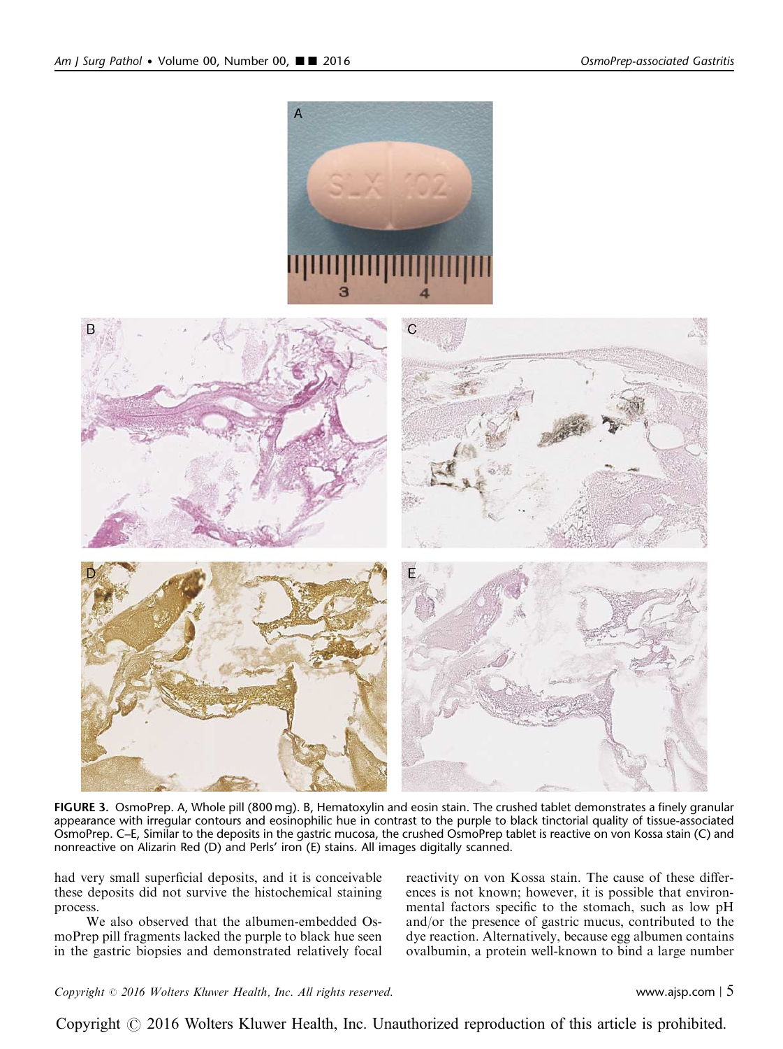FIGURE 3. OsmoPrep. A, Whole pill (800 mg). B, Hematoxylin and eosin stain. The crushed tablet demonstrates a finely granular appearance with irregular contours and eosinophilic hue in contrast to the purple to black tinctorial quality of tissue-associated OsmoPrep. C–E, Similar to the deposits in the gastric mucosa, the crushed OsmoPrep tablet is reactive on von Kossa stain (C) and nonreactive on Alizarin Red (D) and Perls' iron (E) stains. All images digitally scanned.

had very small superficial deposits, and it is conceivable these deposits did not survive the histochemical staining process.

We also observed that the albumen-embedded OsmoPrep pill fragments lacked the purple to black hue seen in the gastric biopsies and demonstrated relatively focal reactivity on von Kossa stain. The cause of these differences is not known; however, it is possible that environmental factors specific to the stomach, such as low pH and/or the presence of gastric mucus, contributed to the dye reaction. Alternatively, because egg albumen contains ovalbumin, a protein well-known to bind a large number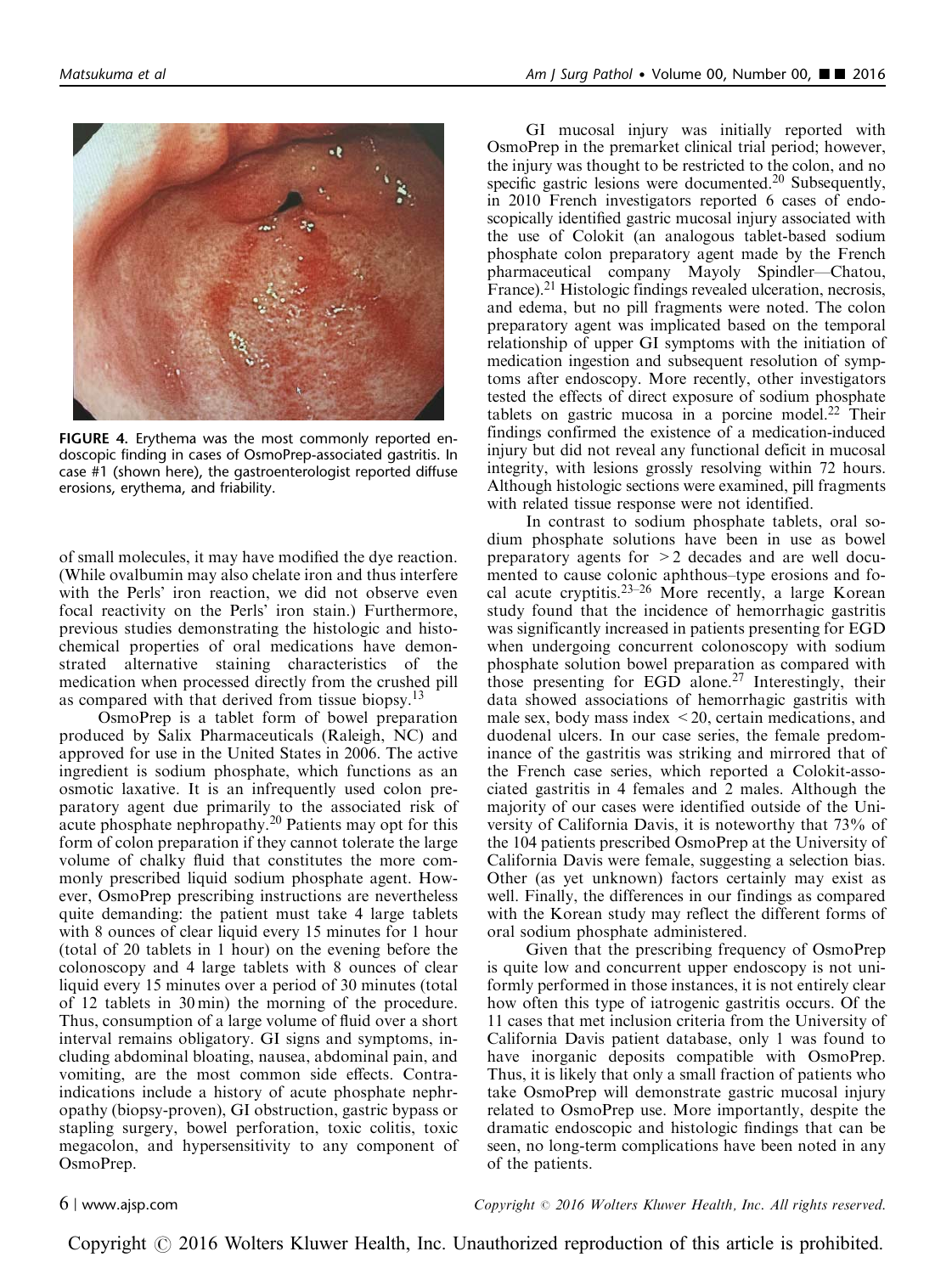FIGURE 4. Erythema was the most commonly reported endoscopic finding in cases of OsmoPrep-associated gastritis. In case #1 (shown here), the gastroenterologist reported diffuse erosions, erythema, and friability.

of small molecules, it may have modified the dye reaction. (While ovalbumin may also chelate iron and thus interfere with the Perls' iron reaction, we did not observe even focal reactivity on the Perls' iron stain.) Furthermore, previous studies demonstrating the histologic and histochemical properties of oral medications have demonstrated alternative staining characteristics of the medication when processed directly from the crushed pill as compared with that derived from tissue biopsy.[13]

OsmoPrep is a tablet form of bowel preparation produced by Salix Pharmaceuticals (Raleigh, NC) and approved for use in the United States in 2006. The active ingredient is sodium phosphate, which functions as an osmotic laxative. It is an infrequently used colon preparatory agent due primarily to the associated risk of acute phosphate nephropathy.[20] Patients may opt for this form of colon preparation if they cannot tolerate the large volume of chalky fluid that constitutes the more commonly prescribed liquid sodium phosphate agent. However, OsmoPrep prescribing instructions are nevertheless quite demanding: the patient must take 4 large tablets with 8 ounces of clear liquid every 15 minutes for 1 hour (total of 20 tablets in 1 hour) on the evening before the colonoscopy and 4 large tablets with 8 ounces of clear liquid every 15 minutes over a period of 30 minutes (total of 12 tablets in 30 min) the morning of the procedure. Thus, consumption of a large volume of fluid over a short interval remains obligatory. GI signs and symptoms, including abdominal bloating, nausea, abdominal pain, and vomiting, are the most common side effects. Contraindications include a history of acute phosphate nephropathy (biopsy-proven), GI obstruction, gastric bypass or stapling surgery, bowel perforation, toxic colitis, toxic megacolon, and hypersensitivity to any component of OsmoPrep.

GI mucosal injury was initially reported with OsmoPrep in the premarket clinical trial period; however, the injury was thought to be restricted to the colon, and no specific gastric lesions were documented.[20] Subsequently, in 2010 French investigators reported 6 cases of endoscopically identified gastric mucosal injury associated with the use of Colokit (an analogous tablet-based sodium phosphate colon preparatory agent made by the French pharmaceutical company Mayoly Spindler—Chatou, France).[21] Histologic findings revealed ulceration, necrosis, and edema, but no pill fragments were noted. The colon preparatory agent was implicated based on the temporal relationship of upper GI symptoms with the initiation of medication ingestion and subsequent resolution of symptoms after endoscopy. More recently, other investigators tested the effects of direct exposure of sodium phosphate tablets on gastric mucosa in a porcine model.[22] Their findings confirmed the existence of a medication-induced injury but did not reveal any functional deficit in mucosal integrity, with lesions grossly resolving within 72 hours. Although histologic sections were examined, pill fragments with related tissue response were not identified.

In contrast to sodium phosphate tablets, oral sodium phosphate solutions have been in use as bowel preparatory agents for $>2$ decades and are well documented to cause colonic aphthous–type erosions and focal acute cryptitis.[23–26] More recently, a large Korean study found that the incidence of hemorrhagic gastritis was significantly increased in patients presenting for EGD when undergoing concurrent colonoscopy with sodium phosphate solution bowel preparation as compared with those presenting for EGD alone.[27] Interestingly, their data showed associations of hemorrhagic gastritis with male sex, body mass index $<20$, certain medications, and duodenal ulcers. In our case series, the female predominance of the gastritis was striking and mirrored that of the French case series, which reported a Colokit-associated gastritis in 4 females and 2 males. Although the majority of our cases were identified outside of the University of California Davis, it is noteworthy that 73% of the 104 patients prescribed OsmoPrep at the University of California Davis were female, suggesting a selection bias. Other (as yet unknown) factors certainly may exist as well. Finally, the differences in our findings as compared with the Korean study may reflect the different forms of oral sodium phosphate administered.

Given that the prescribing frequency of OsmoPrep is quite low and concurrent upper endoscopy is not uniformly performed in those instances, it is not entirely clear how often this type of iatrogenic gastritis occurs. Of the 11 cases that met inclusion criteria from the University of California Davis patient database, only 1 was found to have inorganic deposits compatible with OsmoPrep. Thus, it is likely that only a small fraction of patients who take OsmoPrep will demonstrate gastric mucosal injury related to OsmoPrep use. More importantly, despite the dramatic endoscopic and histologic findings that can be seen, no long-term complications have been noted in any of the patients.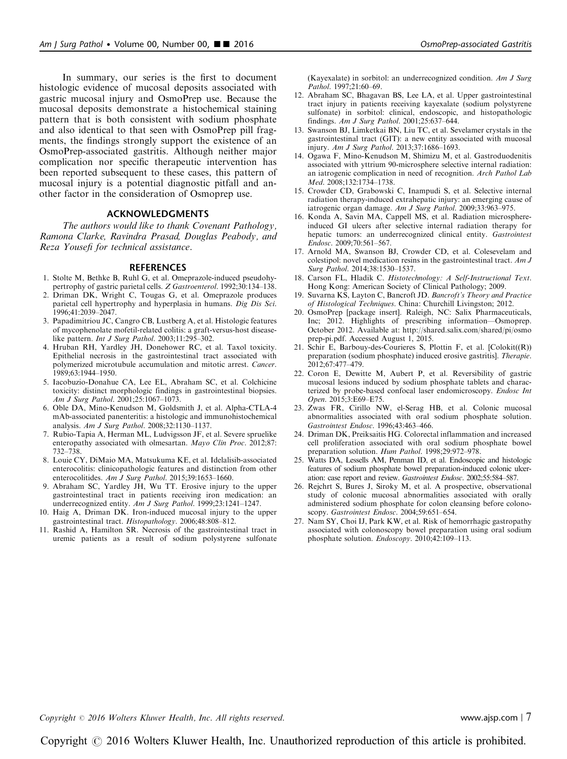In summary, our series is the first to document histologic evidence of mucosal deposits associated with gastric mucosal injury and OsmoPrep use. Because the mucosal deposits demonstrate a histochemical staining pattern that is both consistent with sodium phosphate and also identical to that seen with OsmoPrep pill fragments, the findings strongly support the existence of an OsmoPrep-associated gastritis. Although neither major complication nor specific therapeutic intervention has been reported subsequent to these cases, this pattern of mucosal injury is a potential diagnostic pitfall and another factor in the consideration of Osmoprep use.

## ACKNOWLEDGMENTS

*The authors would like to thank Covenant Pathology, Ramona Clarke, Ravindra Prasad, Douglas Peabody, and Reza Yousefi for technical assistance.*

## REFERENCES

1. Stolte M, Bethke B, Ruhl G, et al. Omeprazole-induced pseudohypertrophy of gastric parietal cells. *Z Gastroenterol*. 1992;30:134–138.
2. Driman DK, Wright C, Tougas G, et al. Omeprazole produces parietal cell hypertrophy and hyperplasia in humans. *Dig Dis Sci*. 1996;41:2039–2047.
3. Papadimitriou JC, Cangro CB, Lustberg A, et al. Histologic features of mycophenolate mofetil-related colitis: a graft-versus-host disease-like pattern. *Int J Surg Pathol*. 2003;11:295–302.
4. Hruban RH, Yardley JH, Donehower RC, et al. Taxol toxicity. Epithelial necrosis in the gastrointestinal tract associated with polymerized microtubule accumulation and mitotic arrest. *Cancer*. 1989;63:1944–1950.
5. Iacobuzio-Donahue CA, Lee EL, Abraham SC, et al. Colchicine toxicity: distinct morphologic findings in gastrointestinal biopsies. *Am J Surg Pathol*. 2001;25:1067–1073.
6. Oble DA, Mino-Kenudson M, Goldsmith J, et al. Alpha-CTLA-4 mAb-associated panenteritis: a histologic and immunohistochemical analysis. *Am J Surg Pathol*. 2008;32:1130–1137.
7. Rubio-Tapia A, Herman ML, Ludvigsson JF, et al. Severe spruelike enteropathy associated with olmesartan. *Mayo Clin Proc*. 2012;87:732–738.
8. Louie CY, DiMaio MA, Matsukuma KE, et al. Idelalisib-associated enterocolitis: clinicopathologic features and distinction from other enterocolitides. *Am J Surg Pathol*. 2015;39:1653–1660.
9. Abraham SC, Yardley JH, Wu TT. Erosive injury to the upper gastrointestinal tract in patients receiving iron medication: an underrecognized entity. *Am J Surg Pathol*. 1999;23:1241–1247.
10. Haig A, Driman DK. Iron-induced mucosal injury to the upper gastrointestinal tract. *Histopathology*. 2006;48:808–812.
11. Rashid A, Hamilton SR. Necrosis of the gastrointestinal tract in uremic patients as a result of sodium polystyrene sulfonate (Kayexalate) in sorbitol: an underrecognized condition. *Am J Surg Pathol*. 1997;21:60–69.
12. Abraham SC, Bhagavan BS, Lee LA, et al. Upper gastrointestinal tract injury in patients receiving kayexalate (sodium polystyrene sulfonate) in sorbitol: clinical, endoscopic, and histopathologic findings. *Am J Surg Pathol*. 2001;25:637–644.
13. Swanson BJ, Limketkai BN, Liu TC, et al. Sevelamer crystals in the gastrointestinal tract (GIT): a new entity associated with mucosal injury. *Am J Surg Pathol*. 2013;37:1686–1693.
14. Ogawa F, Mino-Kenudson M, Shimizu M, et al. Gastroduodenitis associated with yttrium 90-microsphere selective internal radiation: an iatrogenic complication in need of recognition. *Arch Pathol Lab Med*. 2008;132:1734–1738.
15. Crowder CD, Grabowski C, Inampudi S, et al. Selective internal radiation therapy-induced extrahepatic injury: an emerging cause of iatrogenic organ damage. *Am J Surg Pathol*. 2009;33:963–975.
16. Konda A, Savin MA, Cappell MS, et al. Radiation microsphere-induced GI ulcers after selective internal radiation therapy for hepatic tumors: an underrecognized clinical entity. *Gastrointest Endosc*. 2009;70:561–567.
17. Arnold MA, Swanson BJ, Crowder CD, et al. Colesevelam and colestipol: novel medication resins in the gastrointestinal tract. *Am J Surg Pathol*. 2014;38:1530–1537.
18. Carson FL, Hladik C. *Histotechnology: A Self-Instructional Text*. Hong Kong: American Society of Clinical Pathology; 2009.
19. Suvarna KS, Layton C, Bancroft JD. *Bancroft's Theory and Practice of Histological Techniques*. China: Churchill Livingston; 2012.
20. OsmoPrep [package insert]. Raleigh, NC: Salix Pharmaceuticals, Inc; 2012. Highlights of prescribing information—Osmoprep. October 2012. Available at: http://shared.salix.com/shared/pi/osmoprep-pi.pdf. Accessed August 1, 2015.
21. Schir E, Barbouy-des-Courieres S, Plottin F, et al. [Colokit((R)) preparation (sodium phosphate) induced erosive gastritis]. *Therapie*. 2012;67:477–479.
22. Coron E, Dewitte M, Aubert P, et al. Reversibility of gastric mucosal lesions induced by sodium phosphate tablets and characterized by probe-based confocal laser endomicroscopy. *Endosc Int Open*. 2015;3:E69–E75.
23. Zwas FR, Cirillo NW, el-Serag HB, et al. Colonic mucosal abnormalities associated with oral sodium phosphate solution. *Gastrointest Endosc*. 1996;43:463–466.
24. Driman DK, Preiksaitis HG. Colorectal inflammation and increased cell proliferation associated with oral sodium phosphate bowel preparation solution. *Hum Pathol*. 1998;29:972–978.
25. Watts DA, Lessells AM, Penman ID, et al. Endoscopic and histologic features of sodium phosphate bowel preparation-induced colonic ulceration: case report and review. *Gastrointest Endosc*. 2002;55:584–587.
26. Rejchrt S, Bures J, Siroky M, et al. A prospective, observational study of colonic mucosal abnormalities associated with orally administered sodium phosphate for colon cleansing before colonoscopy. *Gastrointest Endosc*. 2004;59:651–654.
27. Nam SY, Choi IJ, Park KW, et al. Risk of hemorrhagic gastropathy associated with colonoscopy bowel preparation using oral sodium phosphate solution. *Endoscopy*. 2010;42:109–113.